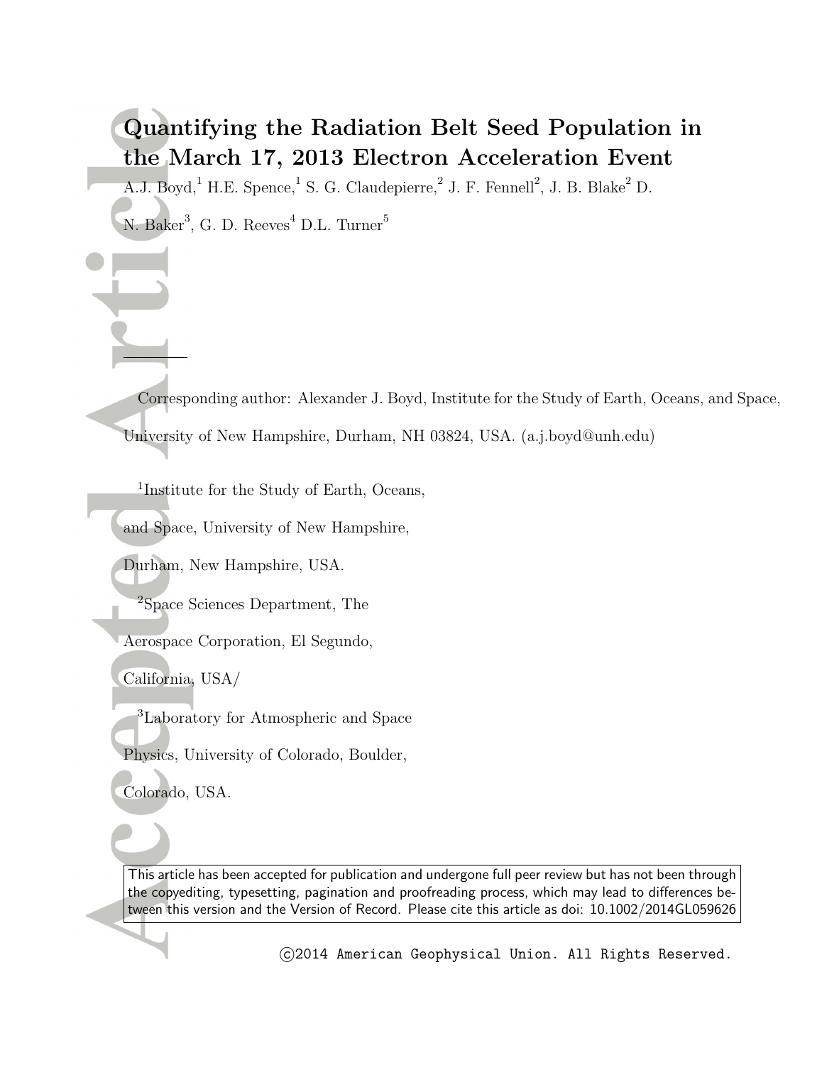# Quantifying the Radiation Belt Seed Population in the March 17, 2013 Electron Acceleration Event

A.J. Boyd,[1] H.E. Spence,[1] S. G. Claudepierre,[2] J. F. Fennell[2], J. B. Blake[2] D. N. Baker[3], G. D. Reeves[4] D.L. Turner[5]

---

Corresponding author: Alexander J. Boyd, Institute for the Study of Earth, Oceans, and Space, University of New Hampshire, Durham, NH 03824, USA. (a.j.boyd@unh.edu)

[1]Institute for the Study of Earth, Oceans, and Space, University of New Hampshire, Durham, New Hampshire, USA.

[2]Space Sciences Department, The Aerospace Corporation, El Segundo, California, USA/

[3]Laboratory for Atmospheric and Space Physics, University of Colorado, Boulder, Colorado, USA.

This article has been accepted for publication and undergone full peer review but has not been through the copyediting, typesetting, pagination and proofreading process, which may lead to differences between this version and the Version of Record. Please cite this article as doi: 10.1002/2014GL059626

©2014 American Geophysical Union. All Rights Reserved.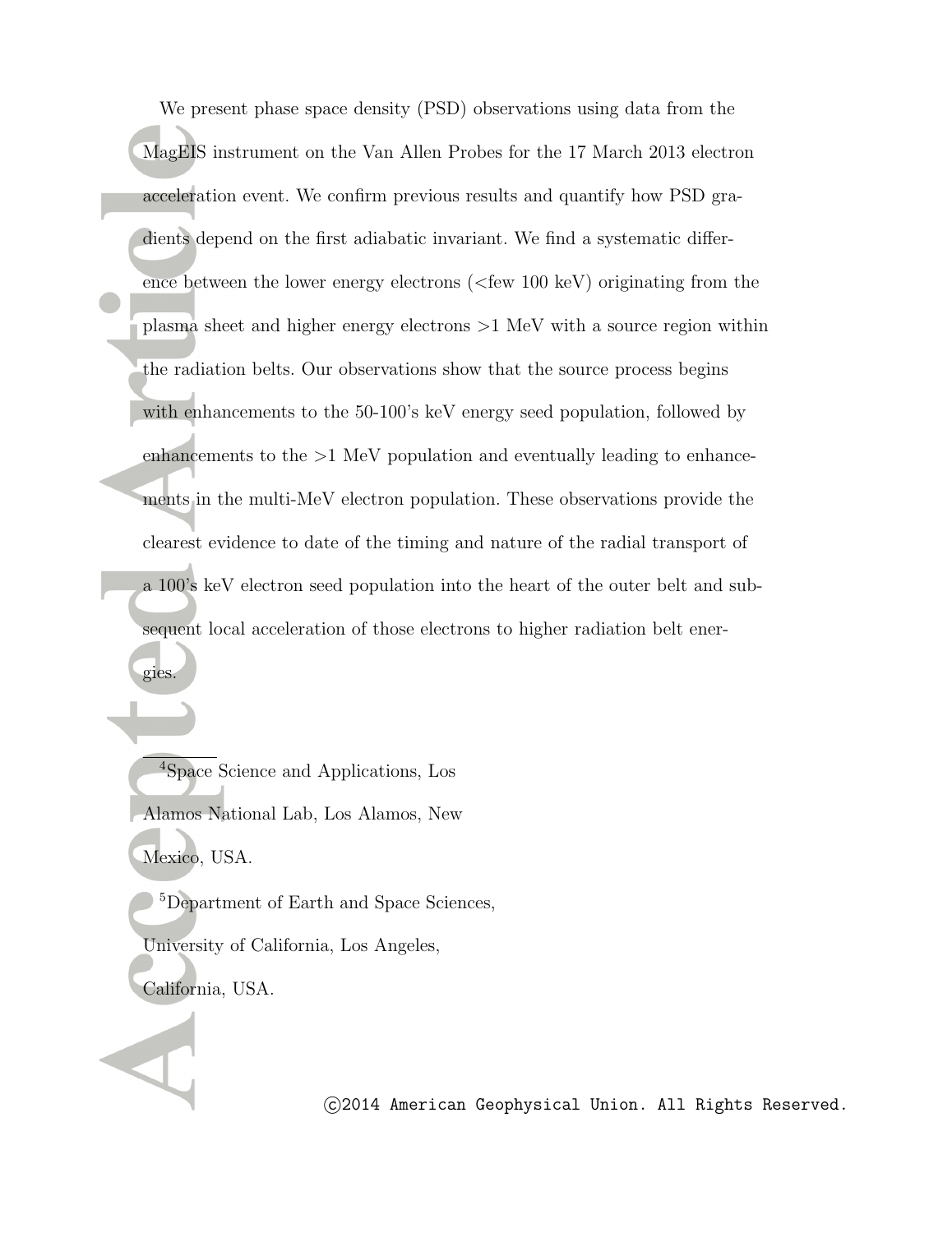We present phase space density (PSD) observations using data from the MagEIS instrument on the Van Allen Probes for the 17 March 2013 electron acceleration event. We confirm previous results and quantify how PSD gradients depend on the first adiabatic invariant. We find a systematic difference between the lower energy electrons (<few 100 keV) originating from the plasma sheet and higher energy electrons >1 MeV with a source region within the radiation belts. Our observations show that the source process begins with enhancements to the 50-100's keV energy seed population, followed by enhancements to the >1 MeV population and eventually leading to enhancements in the multi-MeV electron population. These observations provide the clearest evidence to date of the timing and nature of the radial transport of a 100's keV electron seed population into the heart of the outer belt and subsequent local acceleration of those electrons to higher radiation belt energies.

---

[4]Space Science and Applications, Los Alamos National Lab, Los Alamos, New Mexico, USA.

[5]Department of Earth and Space Sciences, University of California, Los Angeles, California, USA.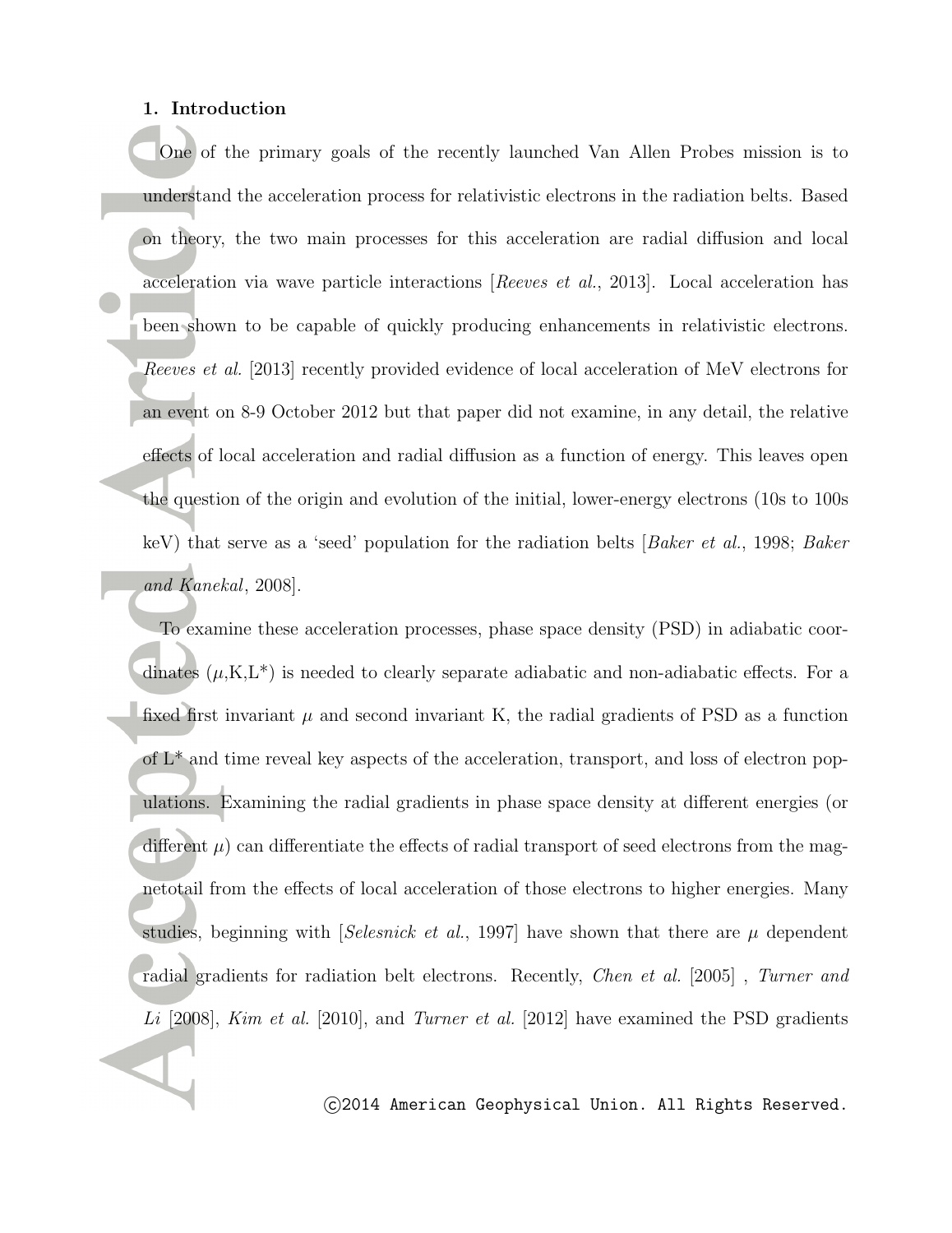## 1. Introduction

One of the primary goals of the recently launched Van Allen Probes mission is to understand the acceleration process for relativistic electrons in the radiation belts. Based on theory, the two main processes for this acceleration are radial diffusion and local acceleration via wave particle interactions [*Reeves et al.*, 2013]. Local acceleration has been shown to be capable of quickly producing enhancements in relativistic electrons. *Reeves et al.* [2013] recently provided evidence of local acceleration of MeV electrons for an event on 8-9 October 2012 but that paper did not examine, in any detail, the relative effects of local acceleration and radial diffusion as a function of energy. This leaves open the question of the origin and evolution of the initial, lower-energy electrons (10s to 100s keV) that serve as a 'seed' population for the radiation belts [*Baker et al.*, 1998; *Baker and Kanekal*, 2008].

To examine these acceleration processes, phase space density (PSD) in adiabatic coordinates ($\mu$,K,L*) is needed to clearly separate adiabatic and non-adiabatic effects. For a fixed first invariant $\mu$ and second invariant K, the radial gradients of PSD as a function of L* and time reveal key aspects of the acceleration, transport, and loss of electron populations. Examining the radial gradients in phase space density at different energies (or different $\mu$) can differentiate the effects of radial transport of seed electrons from the magnetotail from the effects of local acceleration of those electrons to higher energies. Many studies, beginning with [*Selesnick et al.*, 1997] have shown that there are $\mu$ dependent radial gradients for radiation belt electrons. Recently, *Chen et al.* [2005] , *Turner and Li* [2008], *Kim et al.* [2010], and *Turner et al.* [2012] have examined the PSD gradients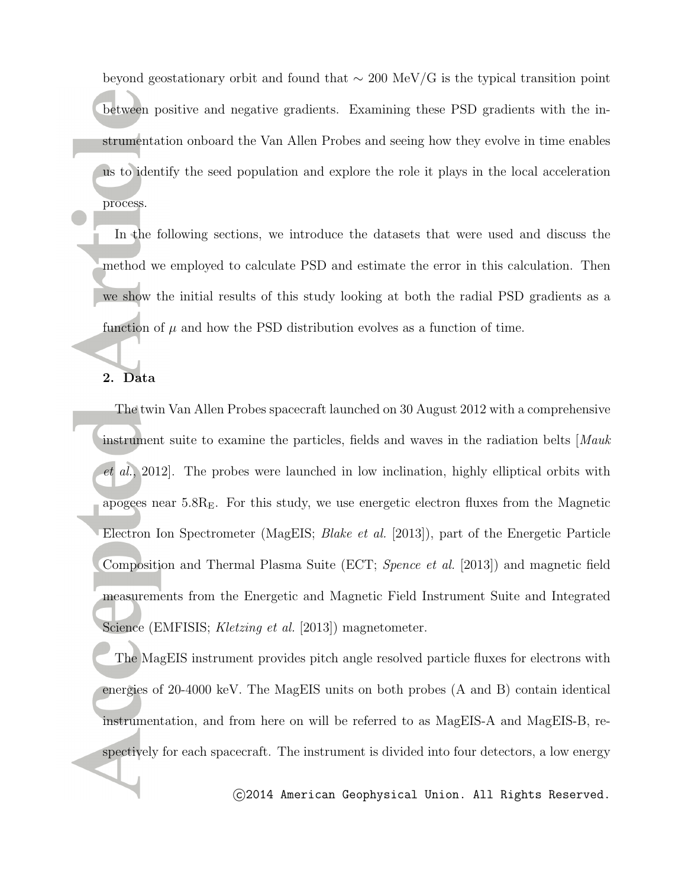beyond geostationary orbit and found that $\sim$ 200 MeV/G is the typical transition point between positive and negative gradients. Examining these PSD gradients with the instrumentation onboard the Van Allen Probes and seeing how they evolve in time enables us to identify the seed population and explore the role it plays in the local acceleration process.

In the following sections, we introduce the datasets that were used and discuss the method we employed to calculate PSD and estimate the error in this calculation. Then we show the initial results of this study looking at both the radial PSD gradients as a function of $\mu$ and how the PSD distribution evolves as a function of time.

## 2. Data

The twin Van Allen Probes spacecraft launched on 30 August 2012 with a comprehensive instrument suite to examine the particles, fields and waves in the radiation belts [*Mauk et al.*, 2012]. The probes were launched in low inclination, highly elliptical orbits with apogees near $5.8\mathrm{R_E}$. For this study, we use energetic electron fluxes from the Magnetic Electron Ion Spectrometer (MagEIS; *Blake et al.* [2013]), part of the Energetic Particle Composition and Thermal Plasma Suite (ECT; *Spence et al.* [2013]) and magnetic field measurements from the Energetic and Magnetic Field Instrument Suite and Integrated Science (EMFISIS; *Kletzing et al.* [2013]) magnetometer.

The MagEIS instrument provides pitch angle resolved particle fluxes for electrons with energies of 20-4000 keV. The MagEIS units on both probes (A and B) contain identical instrumentation, and from here on will be referred to as MagEIS-A and MagEIS-B, respectively for each spacecraft. The instrument is divided into four detectors, a low energy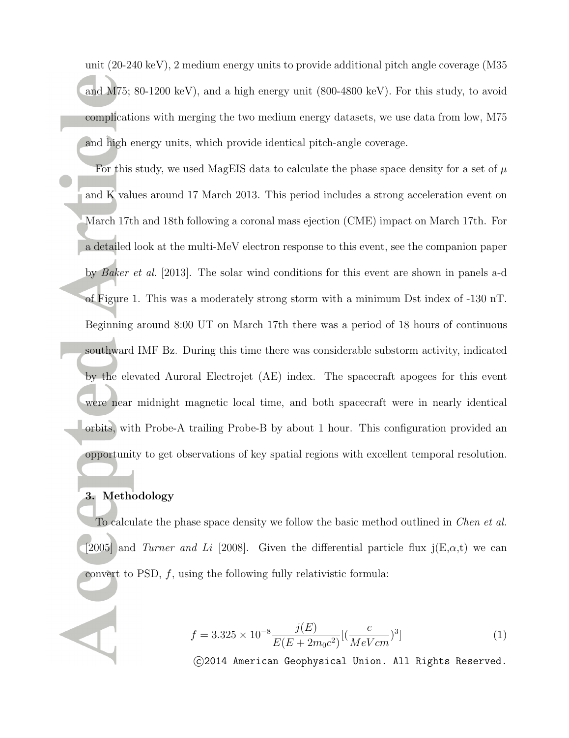unit (20-240 keV), 2 medium energy units to provide additional pitch angle coverage (M35 and M75; 80-1200 keV), and a high energy unit (800-4800 keV). For this study, to avoid complications with merging the two medium energy datasets, we use data from low, M75 and high energy units, which provide identical pitch-angle coverage.

For this study, we used MagEIS data to calculate the phase space density for a set of $\mu$ and K values around 17 March 2013. This period includes a strong acceleration event on March 17th and 18th following a coronal mass ejection (CME) impact on March 17th. For a detailed look at the multi-MeV electron response to this event, see the companion paper by *Baker et al.* [2013]. The solar wind conditions for this event are shown in panels a-d of Figure 1. This was a moderately strong storm with a minimum Dst index of -130 nT. Beginning around 8:00 UT on March 17th there was a period of 18 hours of continuous southward IMF Bz. During this time there was considerable substorm activity, indicated by the elevated Auroral Electrojet (AE) index. The spacecraft apogees for this event were near midnight magnetic local time, and both spacecraft were in nearly identical orbits, with Probe-A trailing Probe-B by about 1 hour. This configuration provided an opportunity to get observations of key spatial regions with excellent temporal resolution.

## 3. Methodology

To calculate the phase space density we follow the basic method outlined in *Chen et al.* [2005] and *Turner and Li* [2008]. Given the differential particle flux j(E,$\alpha$,t) we can convert to PSD, $f$, using the following fully relativistic formula:

$$f = 3.325 \times 10^{-8} \frac{j(E)}{E(E + 2m_0c^2)} [(\frac{c}{MeV cm})^3] \tag{1}$$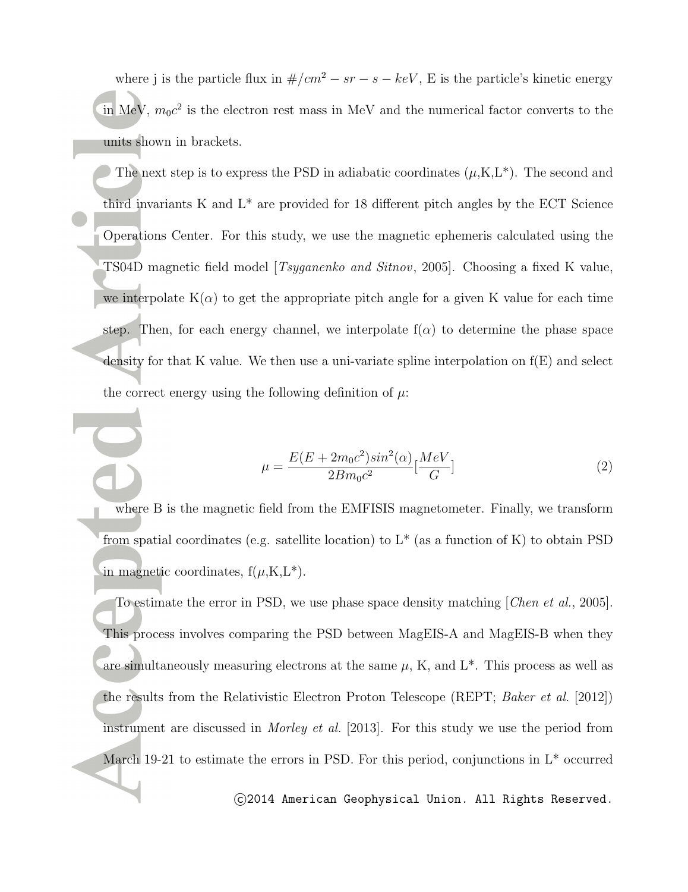where j is the particle flux in $\#/cm^2 - sr - s - keV$, E is the particle's kinetic energy in MeV, $m_0c^2$ is the electron rest mass in MeV and the numerical factor converts to the units shown in brackets.

The next step is to express the PSD in adiabatic coordinates ($\mu$,K,L*). The second and third invariants K and L* are provided for 18 different pitch angles by the ECT Science Operations Center. For this study, we use the magnetic ephemeris calculated using the TS04D magnetic field model [*Tsyganenko and Sitnov*, 2005]. Choosing a fixed K value, we interpolate K($\alpha$) to get the appropriate pitch angle for a given K value for each time step. Then, for each energy channel, we interpolate f($\alpha$) to determine the phase space density for that K value. We then use a uni-variate spline interpolation on f(E) and select the correct energy using the following definition of $\mu$:

$$\mu = \frac{E(E + 2m_0c^2)sin^2(\alpha)}{2Bm_0c^2}[\frac{MeV}{G}] \tag{2}$$

where B is the magnetic field from the EMFISIS magnetometer. Finally, we transform from spatial coordinates (e.g. satellite location) to L* (as a function of K) to obtain PSD in magnetic coordinates, f($\mu$,K,L*).

To estimate the error in PSD, we use phase space density matching [*Chen et al.*, 2005]. This process involves comparing the PSD between MagEIS-A and MagEIS-B when they are simultaneously measuring electrons at the same $\mu$, K, and L*. This process as well as the results from the Relativistic Electron Proton Telescope (REPT; *Baker et al.* [2012]) instrument are discussed in *Morley et al.* [2013]. For this study we use the period from March 19-21 to estimate the errors in PSD. For this period, conjunctions in L* occurred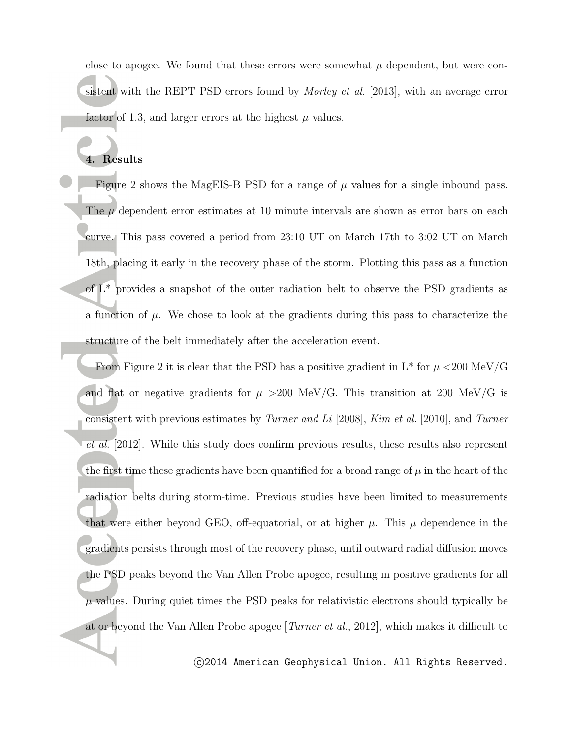close to apogee. We found that these errors were somewhat $\mu$ dependent, but were consistent with the REPT PSD errors found by *Morley et al.* [2013], with an average error factor of 1.3, and larger errors at the highest $\mu$ values.

## 4. Results

Figure 2 shows the MagEIS-B PSD for a range of $\mu$ values for a single inbound pass. The $\mu$ dependent error estimates at 10 minute intervals are shown as error bars on each curve. This pass covered a period from 23:10 UT on March 17th to 3:02 UT on March 18th, placing it early in the recovery phase of the storm. Plotting this pass as a function of $L^*$ provides a snapshot of the outer radiation belt to observe the PSD gradients as a function of $\mu$. We chose to look at the gradients during this pass to characterize the structure of the belt immediately after the acceleration event.

From Figure 2 it is clear that the PSD has a positive gradient in $L^*$ for $\mu$ <200 MeV/G and flat or negative gradients for $\mu$ >200 MeV/G. This transition at 200 MeV/G is consistent with previous estimates by *Turner and Li* [2008], *Kim et al.* [2010], and *Turner et al.* [2012]. While this study does confirm previous results, these results also represent the first time these gradients have been quantified for a broad range of $\mu$ in the heart of the radiation belts during storm-time. Previous studies have been limited to measurements that were either beyond GEO, off-equatorial, or at higher $\mu$. This $\mu$ dependence in the gradients persists through most of the recovery phase, until outward radial diffusion moves the PSD peaks beyond the Van Allen Probe apogee, resulting in positive gradients for all $\mu$ values. During quiet times the PSD peaks for relativistic electrons should typically be at or beyond the Van Allen Probe apogee [*Turner et al.*, 2012], which makes it difficult to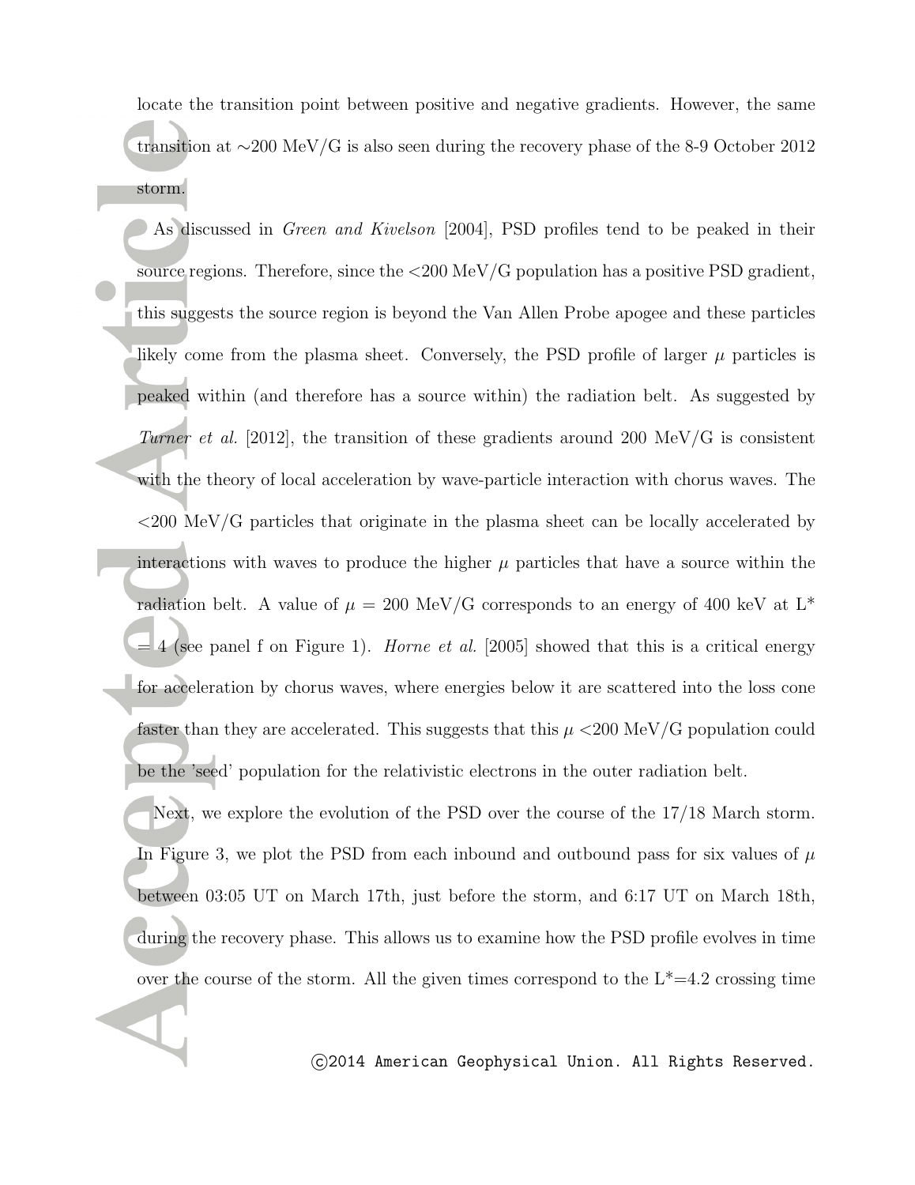locate the transition point between positive and negative gradients. However, the same transition at ∼200 MeV/G is also seen during the recovery phase of the 8-9 October 2012 storm.

As discussed in *Green and Kivelson* [2004], PSD profiles tend to be peaked in their source regions. Therefore, since the <200 MeV/G population has a positive PSD gradient, this suggests the source region is beyond the Van Allen Probe apogee and these particles likely come from the plasma sheet. Conversely, the PSD profile of larger $\mu$ particles is peaked within (and therefore has a source within) the radiation belt. As suggested by *Turner et al.* [2012], the transition of these gradients around 200 MeV/G is consistent with the theory of local acceleration by wave-particle interaction with chorus waves. The <200 MeV/G particles that originate in the plasma sheet can be locally accelerated by interactions with waves to produce the higher $\mu$ particles that have a source within the radiation belt. A value of $\mu$ = 200 MeV/G corresponds to an energy of 400 keV at L* = 4 (see panel f on Figure 1). *Horne et al.* [2005] showed that this is a critical energy for acceleration by chorus waves, where energies below it are scattered into the loss cone faster than they are accelerated. This suggests that this $\mu$ <200 MeV/G population could be the 'seed' population for the relativistic electrons in the outer radiation belt.

Next, we explore the evolution of the PSD over the course of the 17/18 March storm. In Figure 3, we plot the PSD from each inbound and outbound pass for six values of $\mu$ between 03:05 UT on March 17th, just before the storm, and 6:17 UT on March 18th, during the recovery phase. This allows us to examine how the PSD profile evolves in time over the course of the storm. All the given times correspond to the L*=4.2 crossing time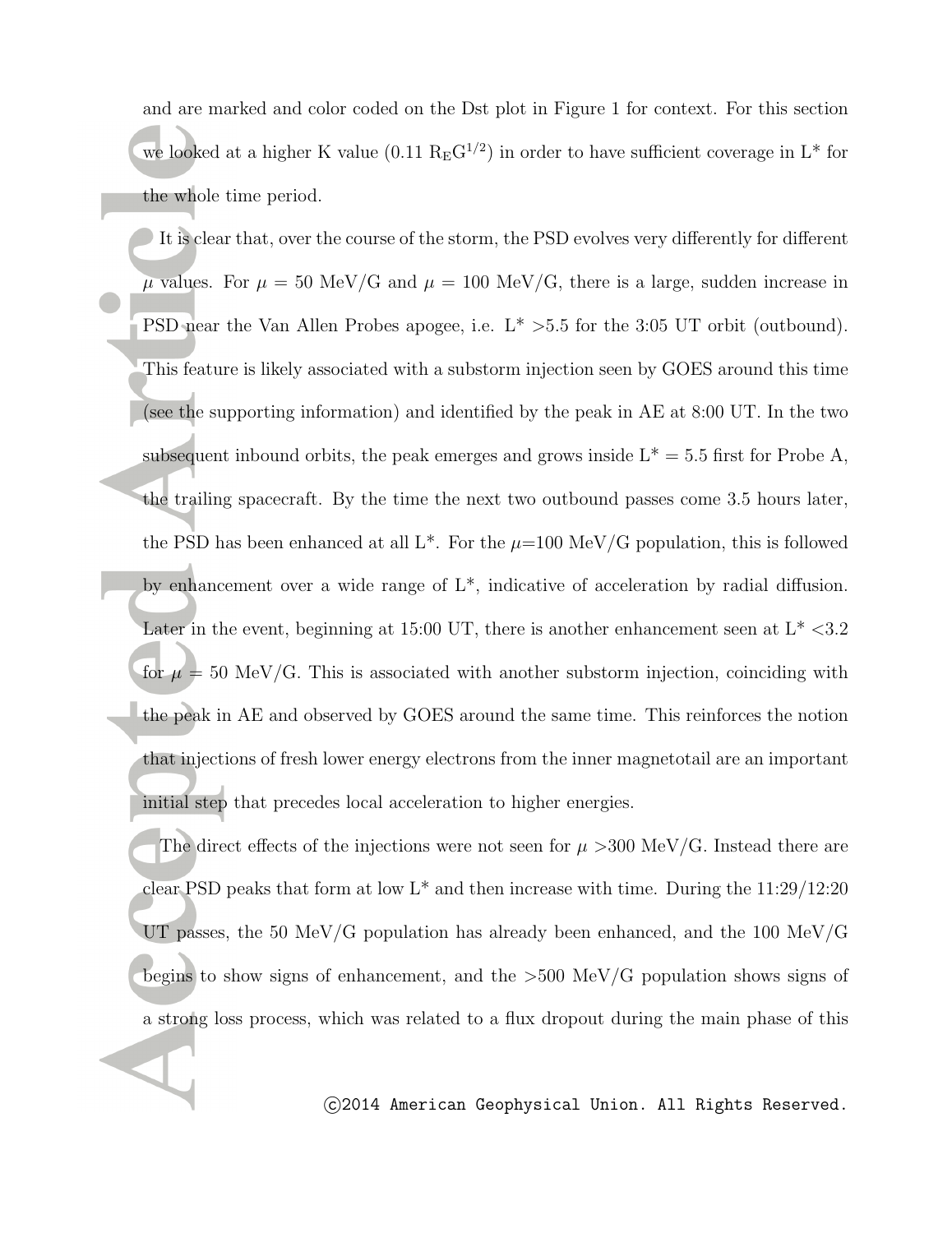and are marked and color coded on the Dst plot in Figure 1 for context. For this section we looked at a higher K value (0.11 $R_E G^{1/2}$) in order to have sufficient coverage in L* for the whole time period.

It is clear that, over the course of the storm, the PSD evolves very differently for different $\mu$ values. For $\mu$ = 50 MeV/G and $\mu$ = 100 MeV/G, there is a large, sudden increase in PSD near the Van Allen Probes apogee, i.e. L* >5.5 for the 3:05 UT orbit (outbound). This feature is likely associated with a substorm injection seen by GOES around this time (see the supporting information) and identified by the peak in AE at 8:00 UT. In the two subsequent inbound orbits, the peak emerges and grows inside L* = 5.5 first for Probe A, the trailing spacecraft. By the time the next two outbound passes come 3.5 hours later, the PSD has been enhanced at all L*. For the $\mu$=100 MeV/G population, this is followed by enhancement over a wide range of L*, indicative of acceleration by radial diffusion. Later in the event, beginning at 15:00 UT, there is another enhancement seen at L* <3.2 for $\mu$ = 50 MeV/G. This is associated with another substorm injection, coinciding with the peak in AE and observed by GOES around the same time. This reinforces the notion that injections of fresh lower energy electrons from the inner magnetotail are an important initial step that precedes local acceleration to higher energies.

The direct effects of the injections were not seen for $\mu$ >300 MeV/G. Instead there are clear PSD peaks that form at low L* and then increase with time. During the 11:29/12:20 UT passes, the 50 MeV/G population has already been enhanced, and the 100 MeV/G begins to show signs of enhancement, and the >500 MeV/G population shows signs of a strong loss process, which was related to a flux dropout during the main phase of this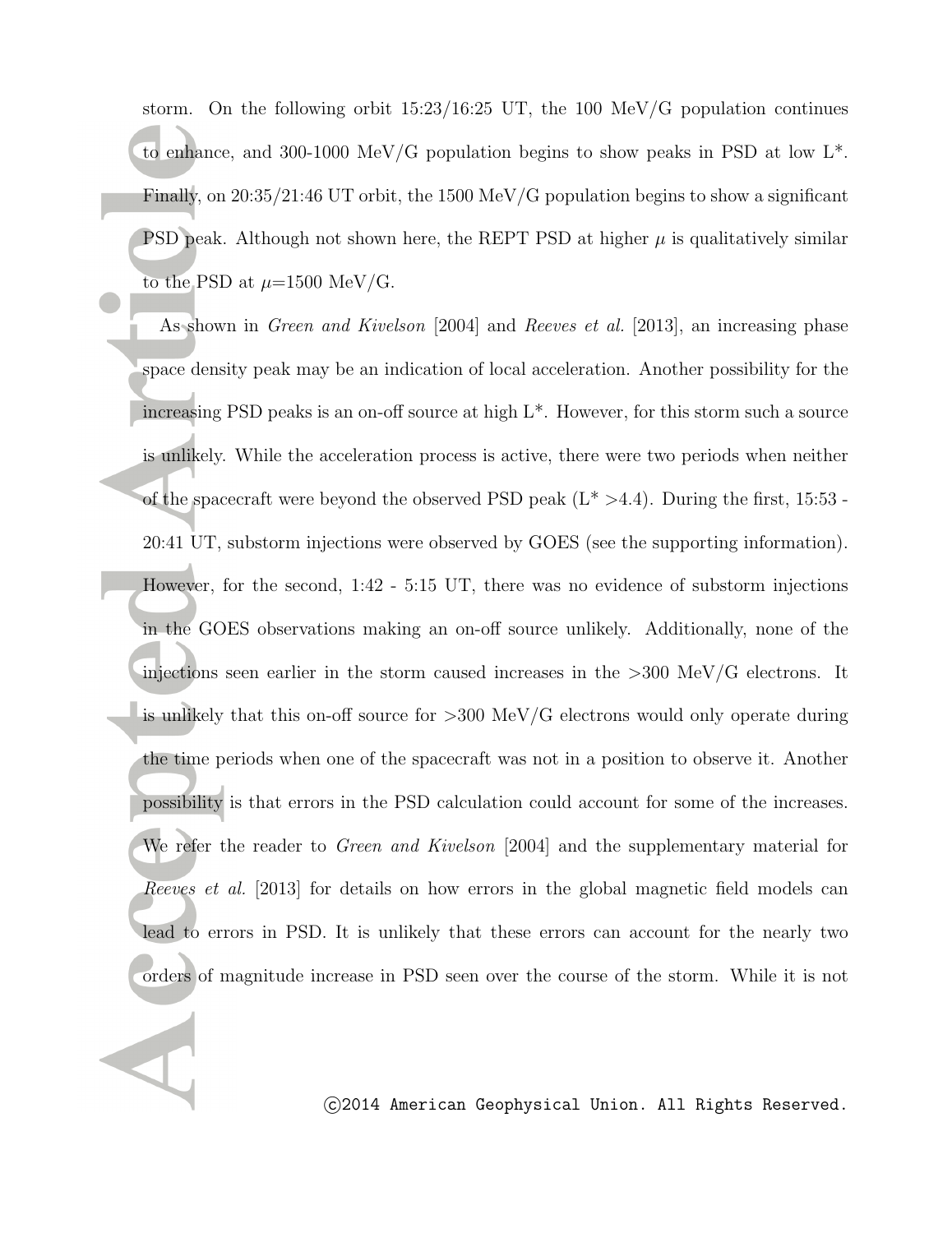storm. On the following orbit 15:23/16:25 UT, the 100 MeV/G population continues to enhance, and 300-1000 MeV/G population begins to show peaks in PSD at low L*. Finally, on 20:35/21:46 UT orbit, the 1500 MeV/G population begins to show a significant PSD peak. Although not shown here, the REPT PSD at higher $\mu$ is qualitatively similar to the PSD at $\mu$=1500 MeV/G.

As shown in *Green and Kivelson* [2004] and *Reeves et al.* [2013], an increasing phase space density peak may be an indication of local acceleration. Another possibility for the increasing PSD peaks is an on-off source at high L*. However, for this storm such a source is unlikely. While the acceleration process is active, there were two periods when neither of the spacecraft were beyond the observed PSD peak (L* >4.4). During the first, 15:53 - 20:41 UT, substorm injections were observed by GOES (see the supporting information). However, for the second, 1:42 - 5:15 UT, there was no evidence of substorm injections in the GOES observations making an on-off source unlikely. Additionally, none of the injections seen earlier in the storm caused increases in the >300 MeV/G electrons. It is unlikely that this on-off source for >300 MeV/G electrons would only operate during the time periods when one of the spacecraft was not in a position to observe it. Another possibility is that errors in the PSD calculation could account for some of the increases. We refer the reader to *Green and Kivelson* [2004] and the supplementary material for *Reeves et al.* [2013] for details on how errors in the global magnetic field models can lead to errors in PSD. It is unlikely that these errors can account for the nearly two orders of magnitude increase in PSD seen over the course of the storm. While it is not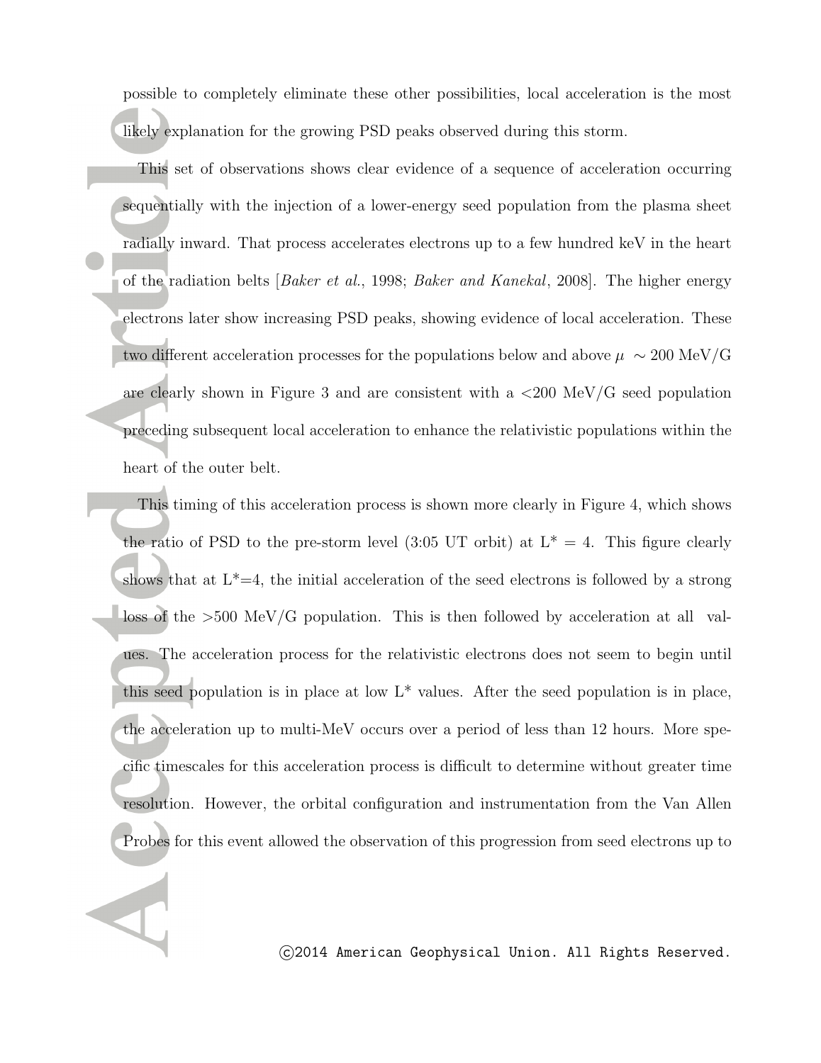possible to completely eliminate these other possibilities, local acceleration is the most likely explanation for the growing PSD peaks observed during this storm.

This set of observations shows clear evidence of a sequence of acceleration occurring sequentially with the injection of a lower-energy seed population from the plasma sheet radially inward. That process accelerates electrons up to a few hundred keV in the heart of the radiation belts [*Baker et al.*, 1998; *Baker and Kanekal*, 2008]. The higher energy electrons later show increasing PSD peaks, showing evidence of local acceleration. These two different acceleration processes for the populations below and above $\mu \sim 200$ MeV/G are clearly shown in Figure 3 and are consistent with a <200 MeV/G seed population preceding subsequent local acceleration to enhance the relativistic populations within the heart of the outer belt.

This timing of this acceleration process is shown more clearly in Figure 4, which shows the ratio of PSD to the pre-storm level (3:05 UT orbit) at $L^* = 4$. This figure clearly shows that at $L^*=4$, the initial acceleration of the seed electrons is followed by a strong loss of the >500 MeV/G population. This is then followed by acceleration at all values. The acceleration process for the relativistic electrons does not seem to begin until this seed population is in place at low $L^*$ values. After the seed population is in place, the acceleration up to multi-MeV occurs over a period of less than 12 hours. More specific timescales for this acceleration process is difficult to determine without greater time resolution. However, the orbital configuration and instrumentation from the Van Allen Probes for this event allowed the observation of this progression from seed electrons up to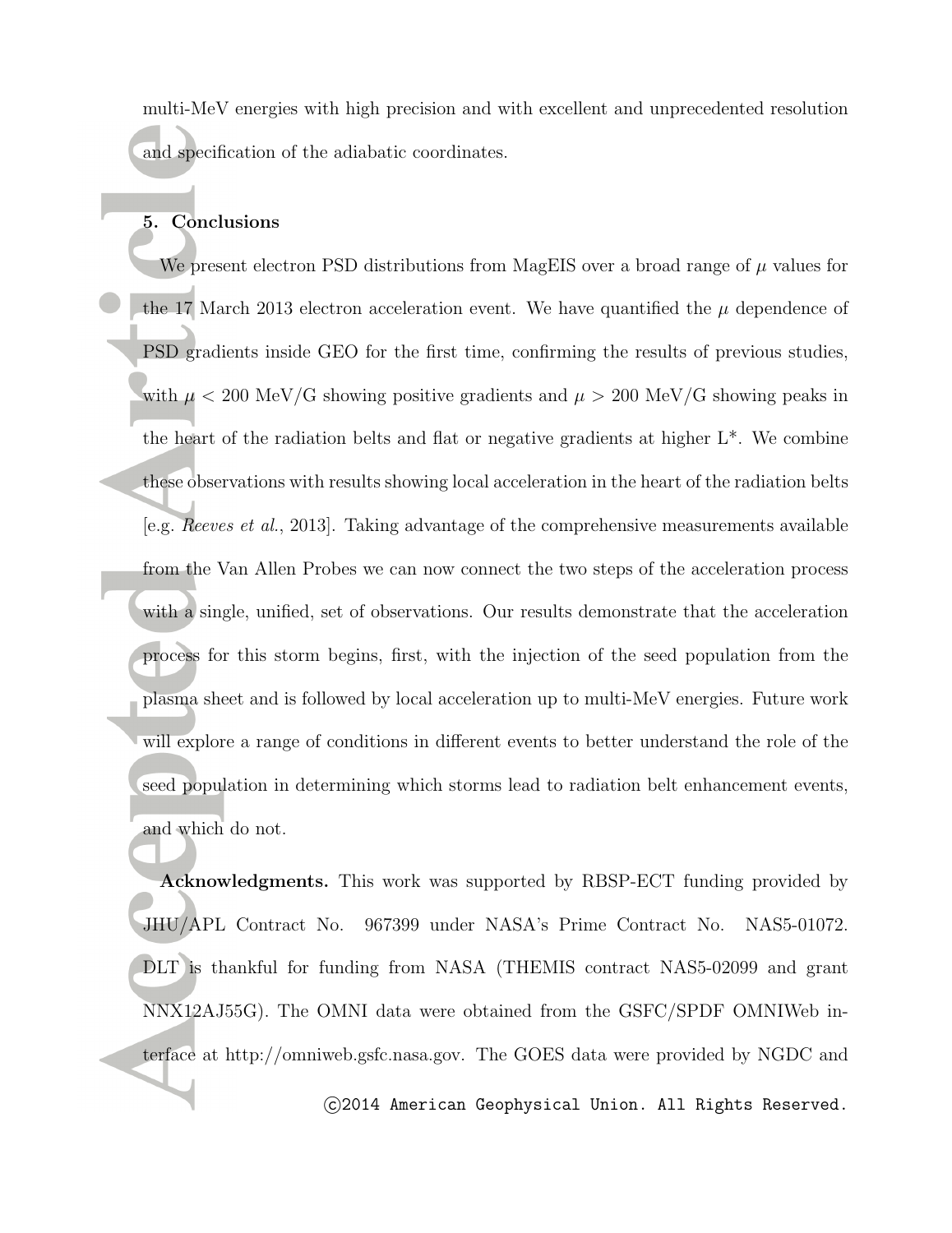multi-MeV energies with high precision and with excellent and unprecedented resolution and specification of the adiabatic coordinates.

## 5. Conclusions

We present electron PSD distributions from MagEIS over a broad range of $\mu$ values for the 17 March 2013 electron acceleration event. We have quantified the $\mu$ dependence of PSD gradients inside GEO for the first time, confirming the results of previous studies, with $\mu < 200$ MeV/G showing positive gradients and $\mu > 200$ MeV/G showing peaks in the heart of the radiation belts and flat or negative gradients at higher L*. We combine these observations with results showing local acceleration in the heart of the radiation belts [e.g. *Reeves et al.*, 2013]. Taking advantage of the comprehensive measurements available from the Van Allen Probes we can now connect the two steps of the acceleration process with a single, unified, set of observations. Our results demonstrate that the acceleration process for this storm begins, first, with the injection of the seed population from the plasma sheet and is followed by local acceleration up to multi-MeV energies. Future work will explore a range of conditions in different events to better understand the role of the seed population in determining which storms lead to radiation belt enhancement events, and which do not.

**Acknowledgments.** This work was supported by RBSP-ECT funding provided by JHU/APL Contract No. 967399 under NASA's Prime Contract No. NAS5-01072. DLT is thankful for funding from NASA (THEMIS contract NAS5-02099 and grant NNX12AJ55G). The OMNI data were obtained from the GSFC/SPDF OMNIWeb interface at http://omniweb.gsfc.nasa.gov. The GOES data were provided by NGDC and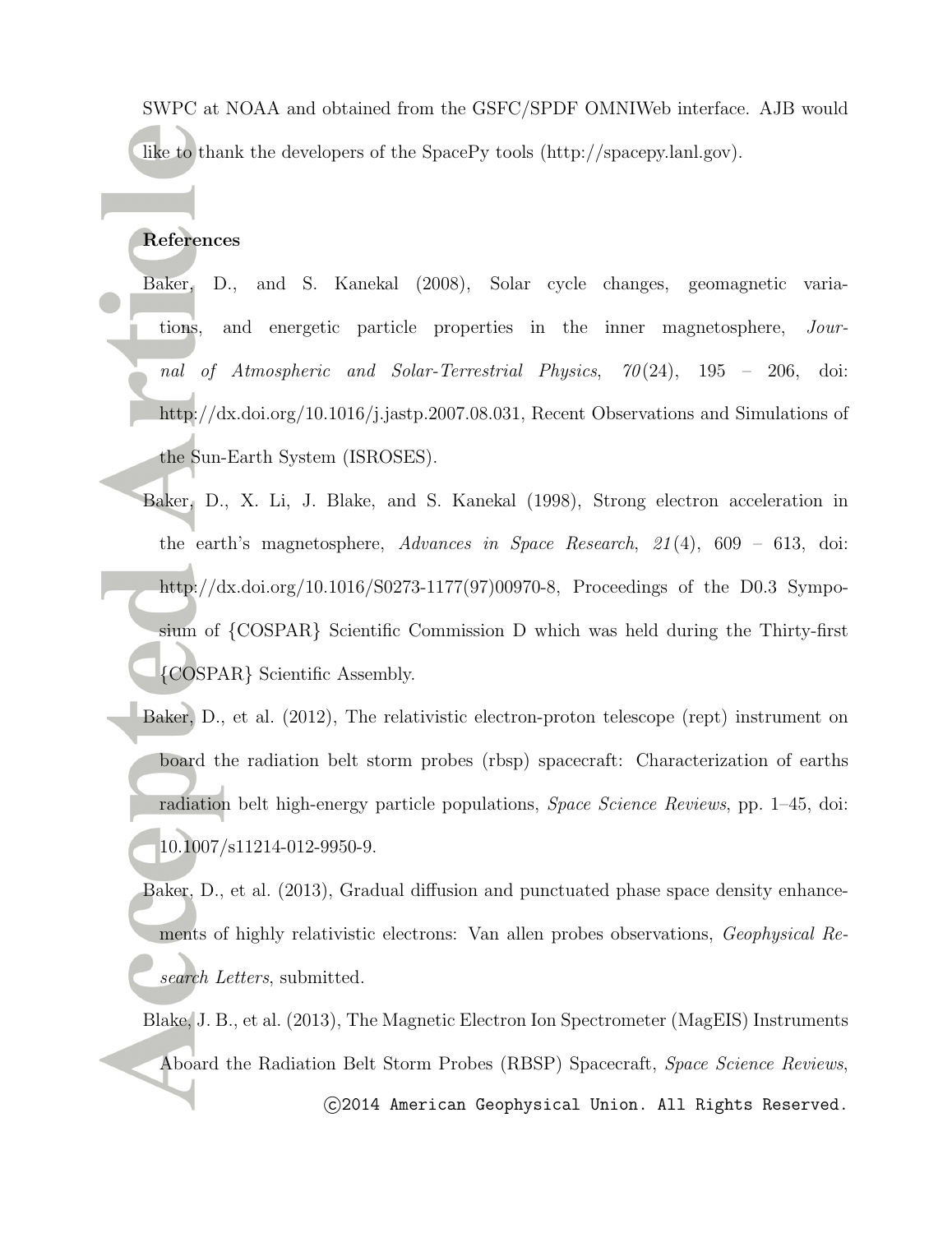SWPC at NOAA and obtained from the GSFC/SPDF OMNIWeb interface. AJB would like to thank the developers of the SpacePy tools (http://spacepy.lanl.gov).

## References

Baker, D., and S. Kanekal (2008), Solar cycle changes, geomagnetic variations, and energetic particle properties in the inner magnetosphere, *Journal of Atmospheric and Solar-Terrestrial Physics*, *70*(24), 195 – 206, doi: http://dx.doi.org/10.1016/j.jastp.2007.08.031, Recent Observations and Simulations of the Sun-Earth System (ISROSES).

Baker, D., X. Li, J. Blake, and S. Kanekal (1998), Strong electron acceleration in the earth's magnetosphere, *Advances in Space Research*, *21*(4), 609 – 613, doi: http://dx.doi.org/10.1016/S0273-1177(97)00970-8, Proceedings of the D0.3 Symposium of {COSPAR} Scientific Commission D which was held during the Thirty-first {COSPAR} Scientific Assembly.

Baker, D., et al. (2012), The relativistic electron-proton telescope (rept) instrument on board the radiation belt storm probes (rbsp) spacecraft: Characterization of earths radiation belt high-energy particle populations, *Space Science Reviews*, pp. 1–45, doi: 10.1007/s11214-012-9950-9.

Baker, D., et al. (2013), Gradual diffusion and punctuated phase space density enhancements of highly relativistic electrons: Van allen probes observations, *Geophysical Research Letters*, submitted.

Blake, J. B., et al. (2013), The Magnetic Electron Ion Spectrometer (MagEIS) Instruments Aboard the Radiation Belt Storm Probes (RBSP) Spacecraft, *Space Science Reviews*,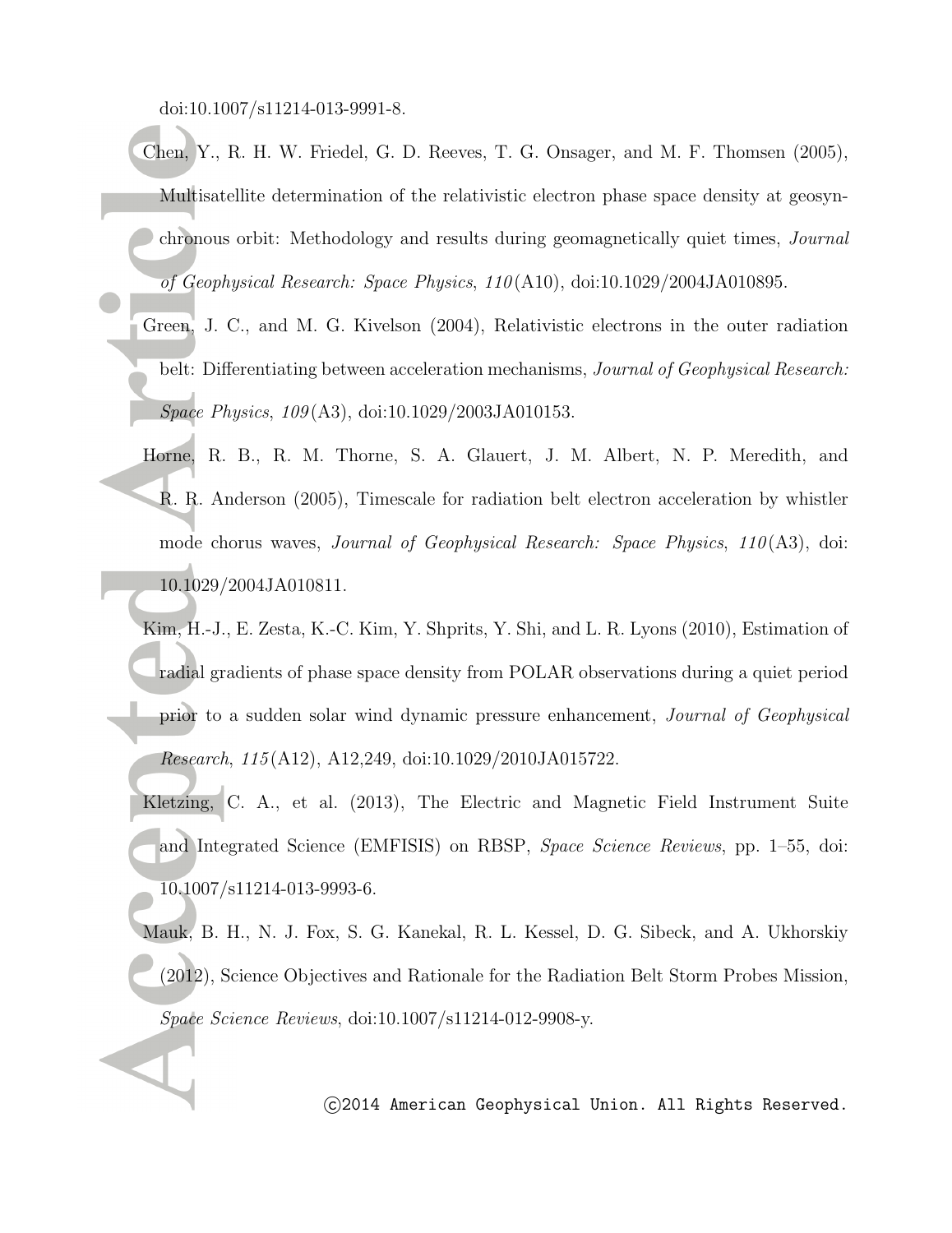doi:10.1007/s11214-013-9991-8.

Chen, Y., R. H. W. Friedel, G. D. Reeves, T. G. Onsager, and M. F. Thomsen (2005), Multisatellite determination of the relativistic electron phase space density at geosynchronous orbit: Methodology and results during geomagnetically quiet times, *Journal of Geophysical Research: Space Physics*, *110*(A10), doi:10.1029/2004JA010895.

Green, J. C., and M. G. Kivelson (2004), Relativistic electrons in the outer radiation belt: Differentiating between acceleration mechanisms, *Journal of Geophysical Research: Space Physics*, *109*(A3), doi:10.1029/2003JA010153.

Horne, R. B., R. M. Thorne, S. A. Glauert, J. M. Albert, N. P. Meredith, and R. R. Anderson (2005), Timescale for radiation belt electron acceleration by whistler mode chorus waves, *Journal of Geophysical Research: Space Physics*, *110*(A3), doi: 10.1029/2004JA010811.

Kim, H.-J., E. Zesta, K.-C. Kim, Y. Shprits, Y. Shi, and L. R. Lyons (2010), Estimation of radial gradients of phase space density from POLAR observations during a quiet period prior to a sudden solar wind dynamic pressure enhancement, *Journal of Geophysical Research*, *115*(A12), A12,249, doi:10.1029/2010JA015722.

Kletzing, C. A., et al. (2013), The Electric and Magnetic Field Instrument Suite and Integrated Science (EMFISIS) on RBSP, *Space Science Reviews*, pp. 1–55, doi: 10.1007/s11214-013-9993-6.

Mauk, B. H., N. J. Fox, S. G. Kanekal, R. L. Kessel, D. G. Sibeck, and A. Ukhorskiy (2012), Science Objectives and Rationale for the Radiation Belt Storm Probes Mission, *Space Science Reviews*, doi:10.1007/s11214-012-9908-y.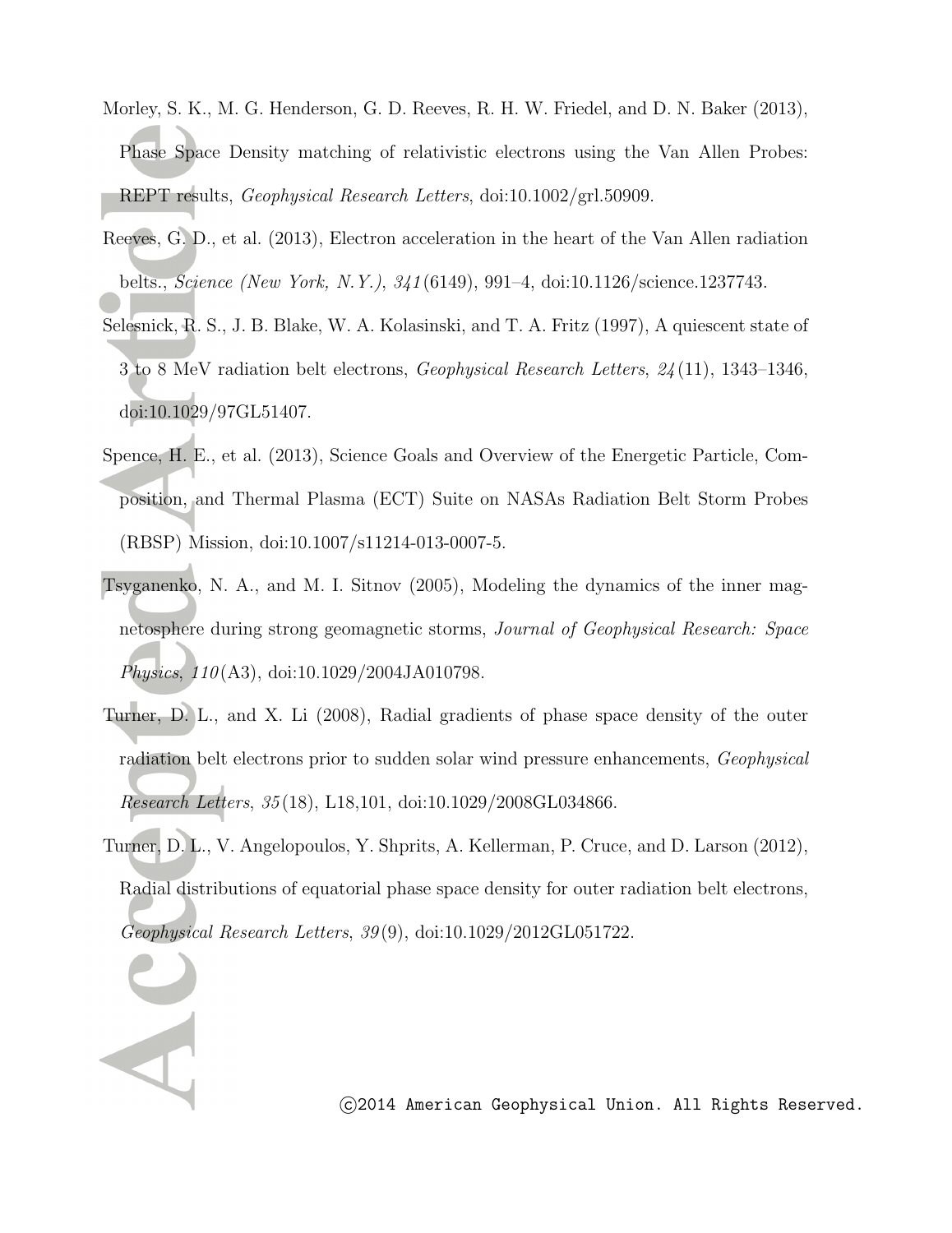Morley, S. K., M. G. Henderson, G. D. Reeves, R. H. W. Friedel, and D. N. Baker (2013), Phase Space Density matching of relativistic electrons using the Van Allen Probes: REPT results, *Geophysical Research Letters*, doi:10.1002/grl.50909.

Reeves, G. D., et al. (2013), Electron acceleration in the heart of the Van Allen radiation belts., *Science (New York, N.Y.)*, *341*(6149), 991–4, doi:10.1126/science.1237743.

Selesnick, R. S., J. B. Blake, W. A. Kolasinski, and T. A. Fritz (1997), A quiescent state of 3 to 8 MeV radiation belt electrons, *Geophysical Research Letters*, *24*(11), 1343–1346, doi:10.1029/97GL51407.

Spence, H. E., et al. (2013), Science Goals and Overview of the Energetic Particle, Composition, and Thermal Plasma (ECT) Suite on NASAs Radiation Belt Storm Probes (RBSP) Mission, doi:10.1007/s11214-013-0007-5.

Tsyganenko, N. A., and M. I. Sitnov (2005), Modeling the dynamics of the inner magnetosphere during strong geomagnetic storms, *Journal of Geophysical Research: Space Physics*, *110*(A3), doi:10.1029/2004JA010798.

Turner, D. L., and X. Li (2008), Radial gradients of phase space density of the outer radiation belt electrons prior to sudden solar wind pressure enhancements, *Geophysical Research Letters*, *35*(18), L18,101, doi:10.1029/2008GL034866.

Turner, D. L., V. Angelopoulos, Y. Shprits, A. Kellerman, P. Cruce, and D. Larson (2012), Radial distributions of equatorial phase space density for outer radiation belt electrons, *Geophysical Research Letters*, *39*(9), doi:10.1029/2012GL051722.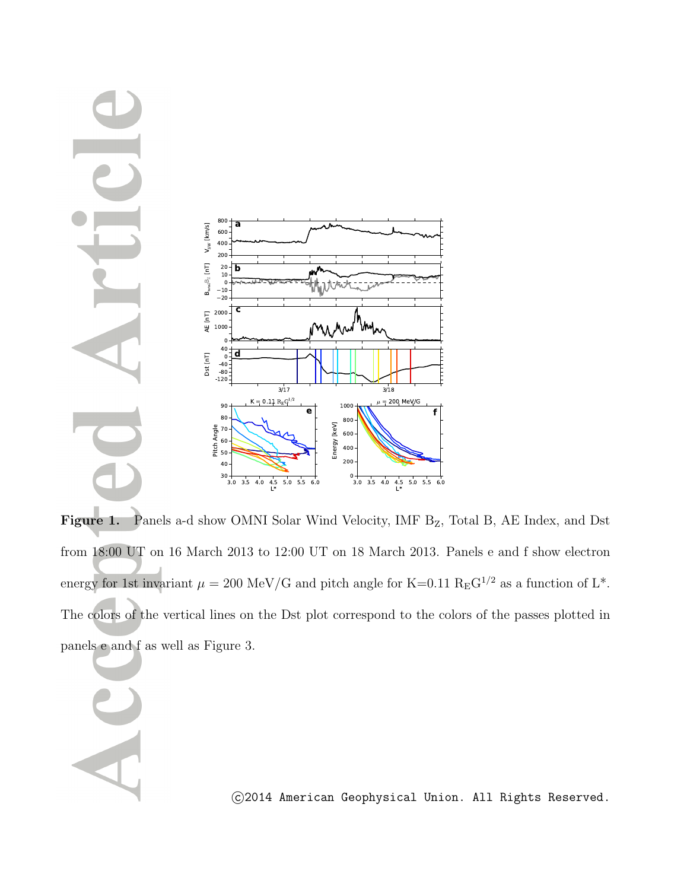**Figure 1.** Panels a-d show OMNI Solar Wind Velocity, IMF $B_Z$, Total B, AE Index, and Dst from 18:00 UT on 16 March 2013 to 12:00 UT on 18 March 2013. Panels e and f show electron energy for 1st invariant $\mu = 200$ MeV/G and pitch angle for K=0.11 $R_E G^{1/2}$ as a function of L*. The colors of the vertical lines on the Dst plot correspond to the colors of the passes plotted in panels e and f as well as Figure 3.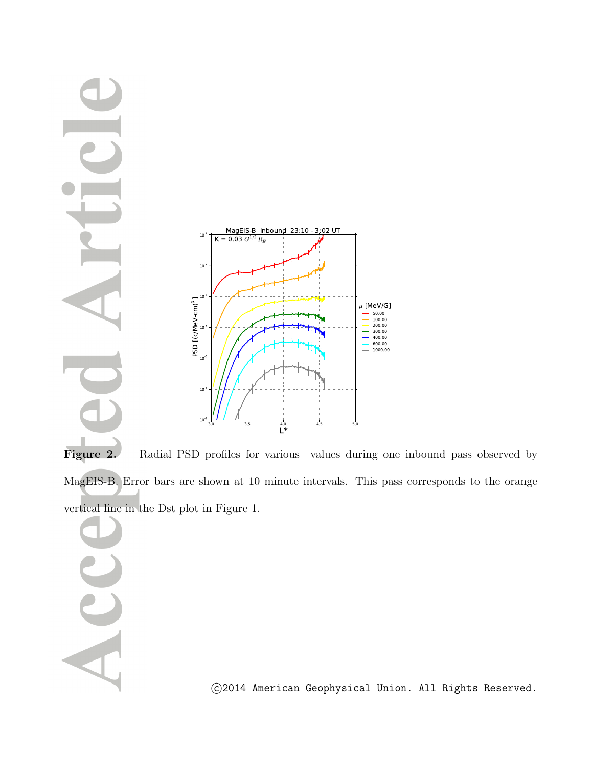**Figure 2.** Radial PSD profiles for various values during one inbound pass observed by MagEIS-B. Error bars are shown at 10 minute intervals. This pass corresponds to the orange vertical line in the Dst plot in Figure 1.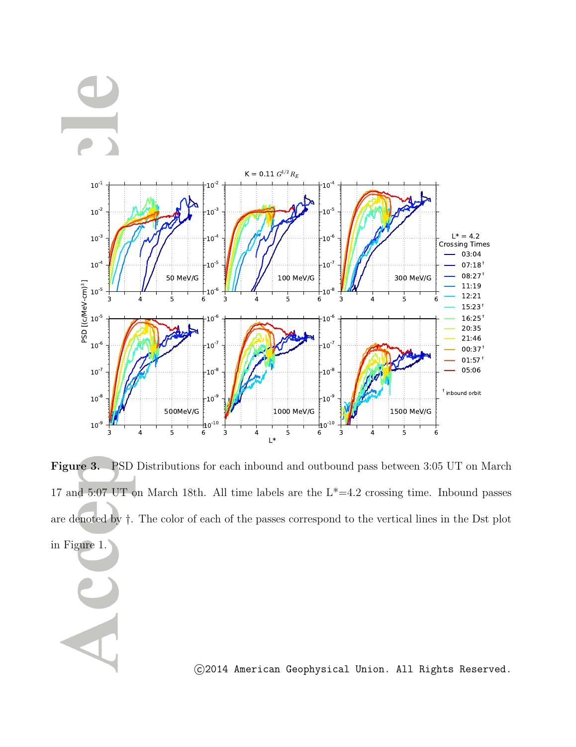**Figure 3.** PSD Distributions for each inbound and outbound pass between 3:05 UT on March 17 and 5:07 UT on March 18th. All time labels are the L*=4.2 crossing time. Inbound passes are denoted by †. The color of each of the passes correspond to the vertical lines in the Dst plot in Figure 1.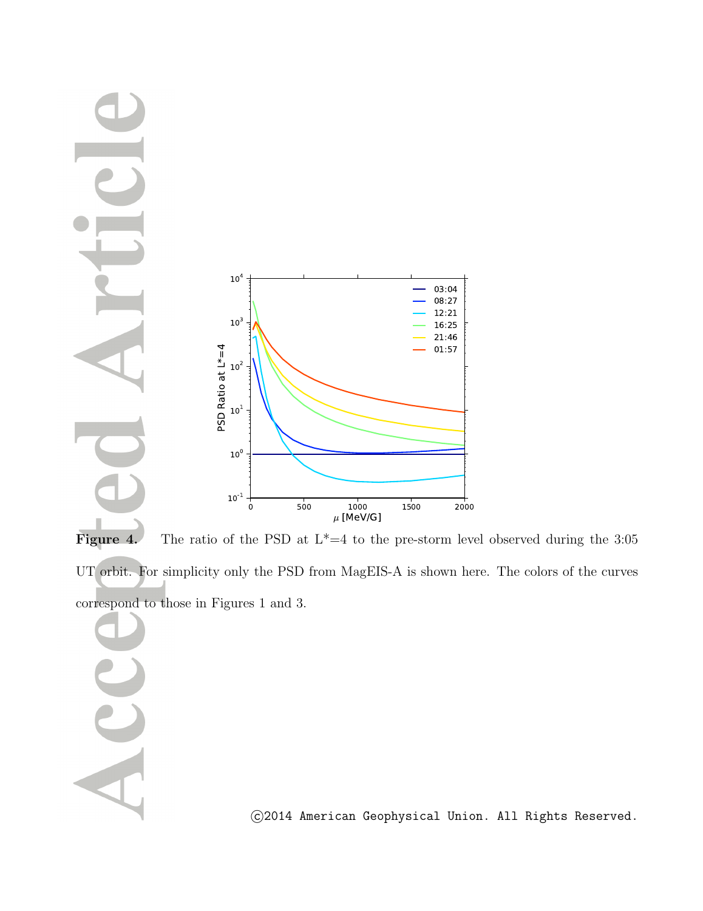$10^4$

$10^3$

$10^2$

$10^1$

$10^0$

$10^{-1}$

PSD Ratio at L*=4

0 500 1000 1500 2000

$\mu$ [MeV/G]

03:04
08:27
12:21
16:25
21:46
01:57

**Figure 4.** The ratio of the PSD at L*=4 to the pre-storm level observed during the 3:05 UT orbit. For simplicity only the PSD from MagEIS-A is shown here. The colors of the curves correspond to those in Figures 1 and 3.